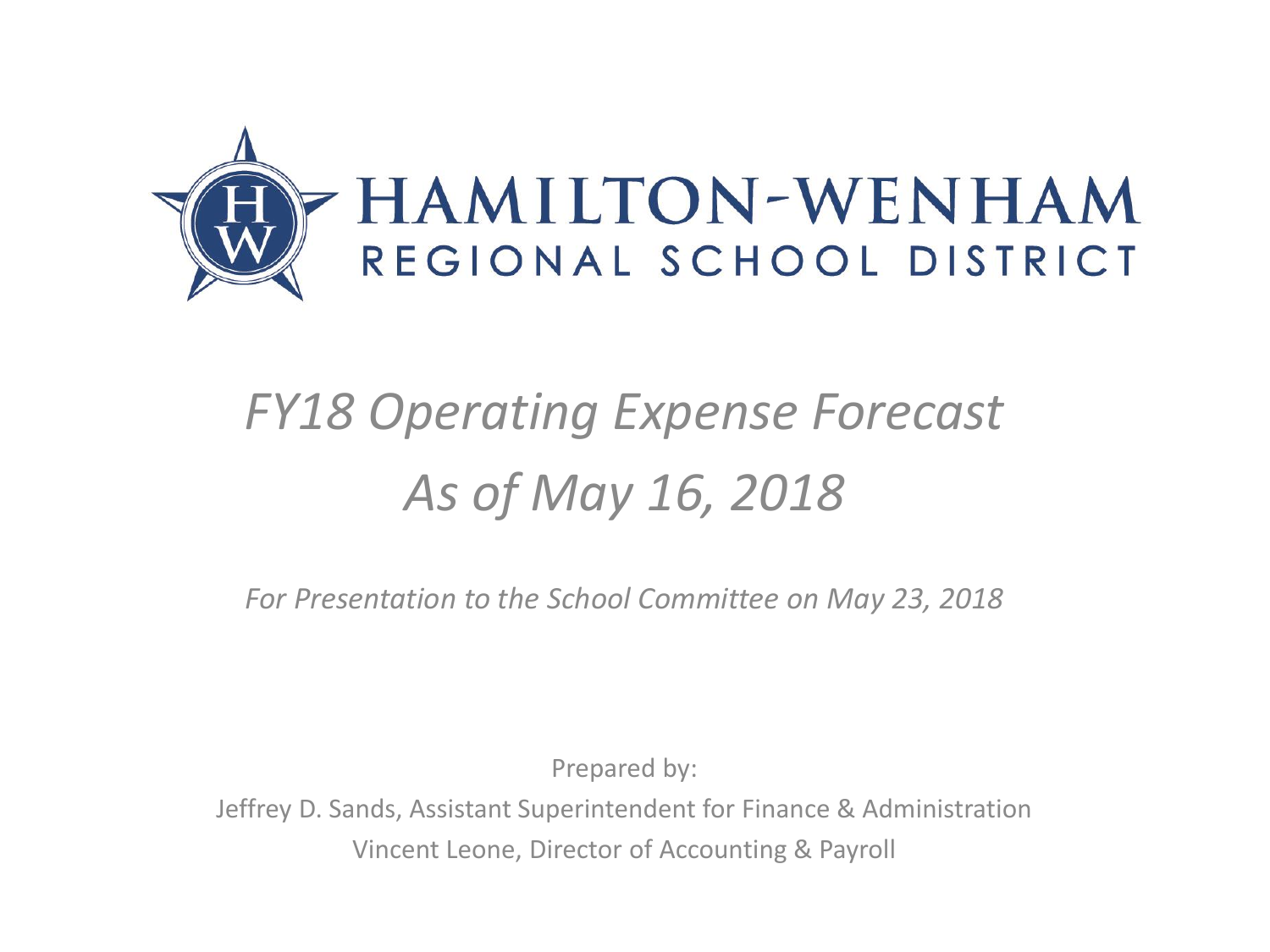# HAMILTON-WENHAM

## REGIONAL SCHOOL DISTRICT

# *FY18 Operating Expense Forecast*
# *As of May 16, 2018*

*For Presentation to the School Committee on May 23, 2018*

Prepared by:

Jeffrey D. Sands, Assistant Superintendent for Finance & Administration

Vincent Leone, Director of Accounting & Payroll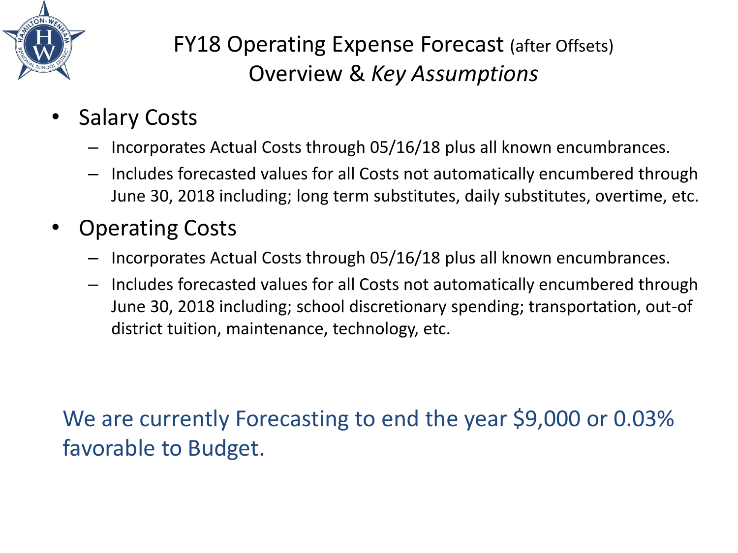# FY18 Operating Expense Forecast (after Offsets)
## Overview & *Key Assumptions*

- Salary Costs
  - Incorporates Actual Costs through 05/16/18 plus all known encumbrances.
  - Includes forecasted values for all Costs not automatically encumbered through June 30, 2018 including; long term substitutes, daily substitutes, overtime, etc.
- Operating Costs
  - Incorporates Actual Costs through 05/16/18 plus all known encumbrances.
  - Includes forecasted values for all Costs not automatically encumbered through June 30, 2018 including; school discretionary spending; transportation, out-of district tuition, maintenance, technology, etc.

We are currently Forecasting to end the year $9,000 or 0.03% favorable to Budget.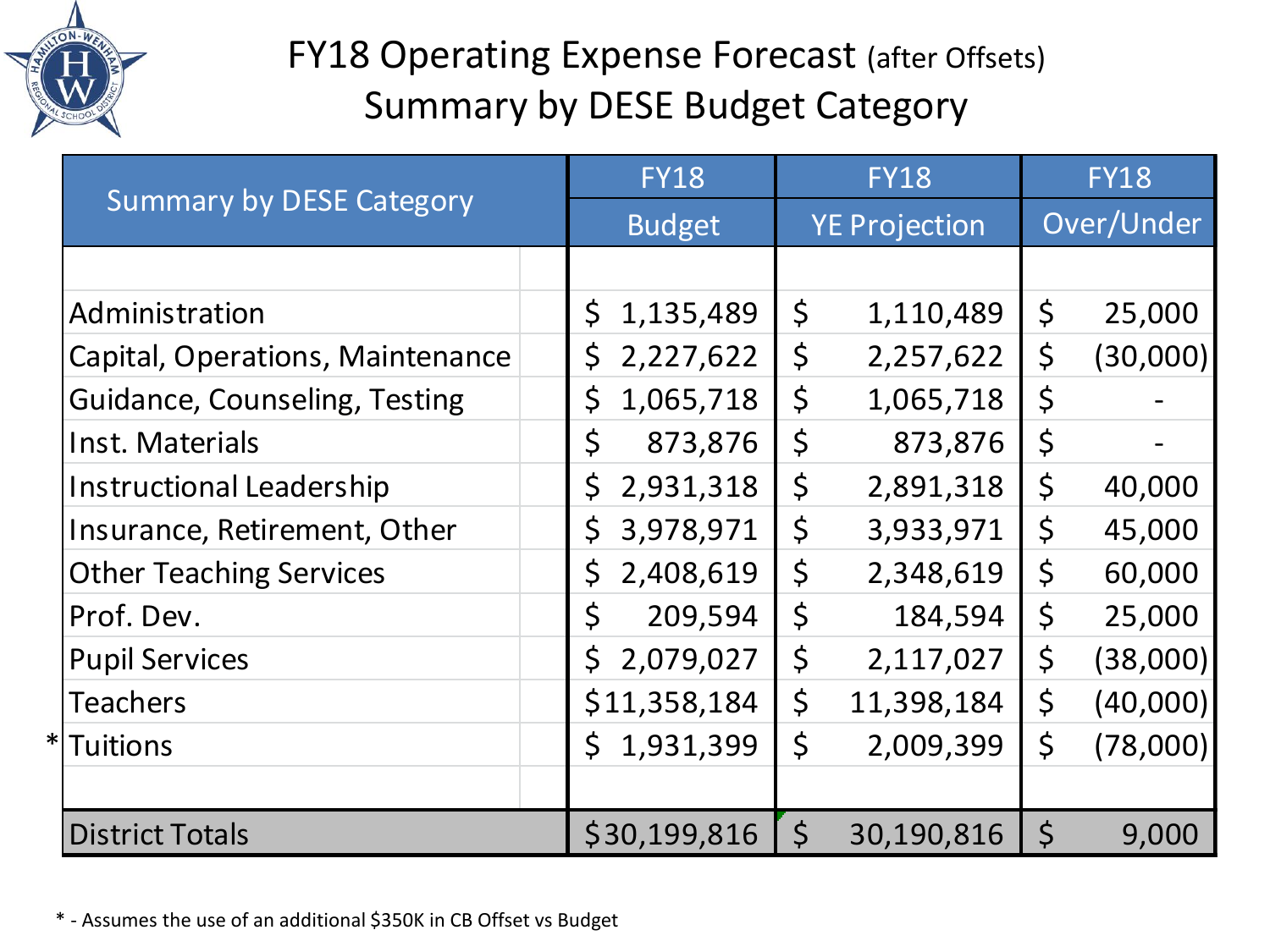# FY18 Operating Expense Forecast (after Offsets)
## Summary by DESE Budget Category

| Summary by DESE Category | FY18 Budget | FY18 YE Projection | FY18 Over/Under |
|---|---|---|---|
| Administration | $ 1,135,489 | $ 1,110,489 | $ 25,000 |
| Capital, Operations, Maintenance | $ 2,227,622 | $ 2,257,622 | $ (30,000) |
| Guidance, Counseling, Testing | $ 1,065,718 | $ 1,065,718 | $ - |
| Inst. Materials | $ 873,876 | $ 873,876 | $ - |
| Instructional Leadership | $ 2,931,318 | $ 2,891,318 | $ 40,000 |
| Insurance, Retirement, Other | $ 3,978,971 | $ 3,933,971 | $ 45,000 |
| Other Teaching Services | $ 2,408,619 | $ 2,348,619 | $ 60,000 |
| Prof. Dev. | $ 209,594 | $ 184,594 | $ 25,000 |
| Pupil Services | $ 2,079,027 | $ 2,117,027 | $ (38,000) |
| Teachers | $11,358,184 | $ 11,398,184 | $ (40,000) |
| * Tuitions | $ 1,931,399 | $ 2,009,399 | $ (78,000) |
| **District Totals** | **$30,199,816** | **$ 30,190,816** | **$ 9,000** |

* - Assumes the use of an additional $350K in CB Offset vs Budget